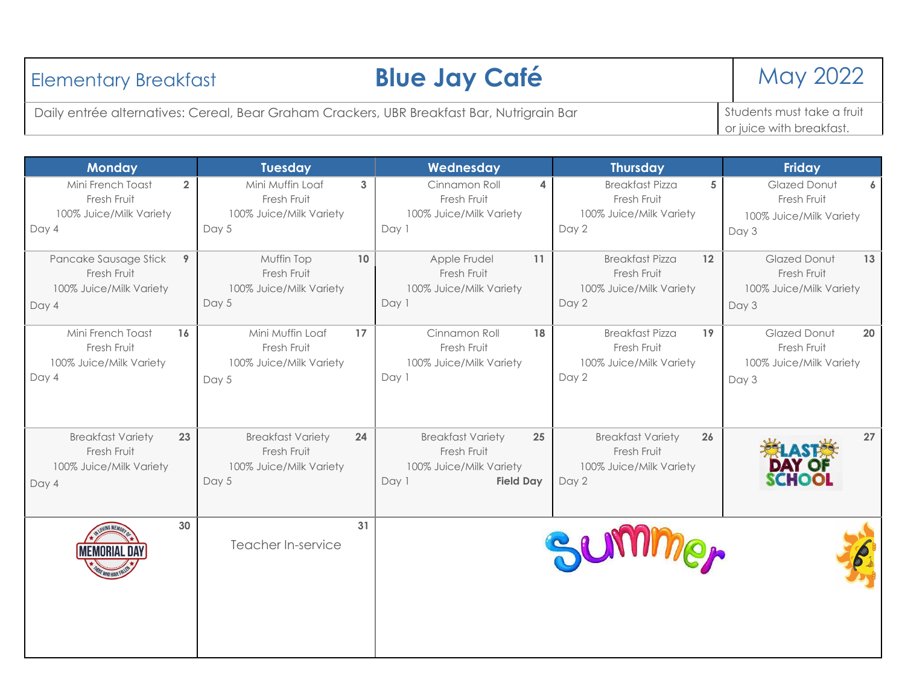# Elementary Breakfast — Blue Jay Café — May 2022

Daily entrée alternatives: Cereal, Bear Graham Crackers, UBR Breakfast Bar, Nutrigrain Bar

Students must take a fruit or juice with breakfast.

| Monday | Tuesday | Wednesday | Thursday | Friday |
|---|---|---|---|---|
| **2** Mini French Toast, Fresh Fruit, 100% Juice/Milk Variety, Day 4 | **3** Mini Muffin Loaf, Fresh Fruit, 100% Juice/Milk Variety, Day 5 | **4** Cinnamon Roll, Fresh Fruit, 100% Juice/Milk Variety, Day 1 | **5** Breakfast Pizza, Fresh Fruit, 100% Juice/Milk Variety, Day 2 | **6** Glazed Donut, Fresh Fruit, 100% Juice/Milk Variety, Day 3 |
| **9** Pancake Sausage Stick, Fresh Fruit, 100% Juice/Milk Variety, Day 4 | **10** Muffin Top, Fresh Fruit, 100% Juice/Milk Variety, Day 5 | **11** Apple Frudel, Fresh Fruit, 100% Juice/Milk Variety, Day 1 | **12** Breakfast Pizza, Fresh Fruit, 100% Juice/Milk Variety, Day 2 | **13** Glazed Donut, Fresh Fruit, 100% Juice/Milk Variety, Day 3 |
| **16** Mini French Toast, Fresh Fruit, 100% Juice/Milk Variety, Day 4 | **17** Mini Muffin Loaf, Fresh Fruit, 100% Juice/Milk Variety, Day 5 | **18** Cinnamon Roll, Fresh Fruit, 100% Juice/Milk Variety, Day 1 | **19** Breakfast Pizza, Fresh Fruit, 100% Juice/Milk Variety, Day 2 | **20** Glazed Donut, Fresh Fruit, 100% Juice/Milk Variety, Day 3 |
| **23** Breakfast Variety, Fresh Fruit, 100% Juice/Milk Variety, Day 4 | **24** Breakfast Variety, Fresh Fruit, 100% Juice/Milk Variety, Day 5 | **25** Breakfast Variety, Fresh Fruit, 100% Juice/Milk Variety, Day 1, **Field Day** | **26** Breakfast Variety, Fresh Fruit, 100% Juice/Milk Variety, Day 2 | **27** LAST DAY OF SCHOOL |
| **30** Memorial Day | **31** Teacher In-service | Summer | | |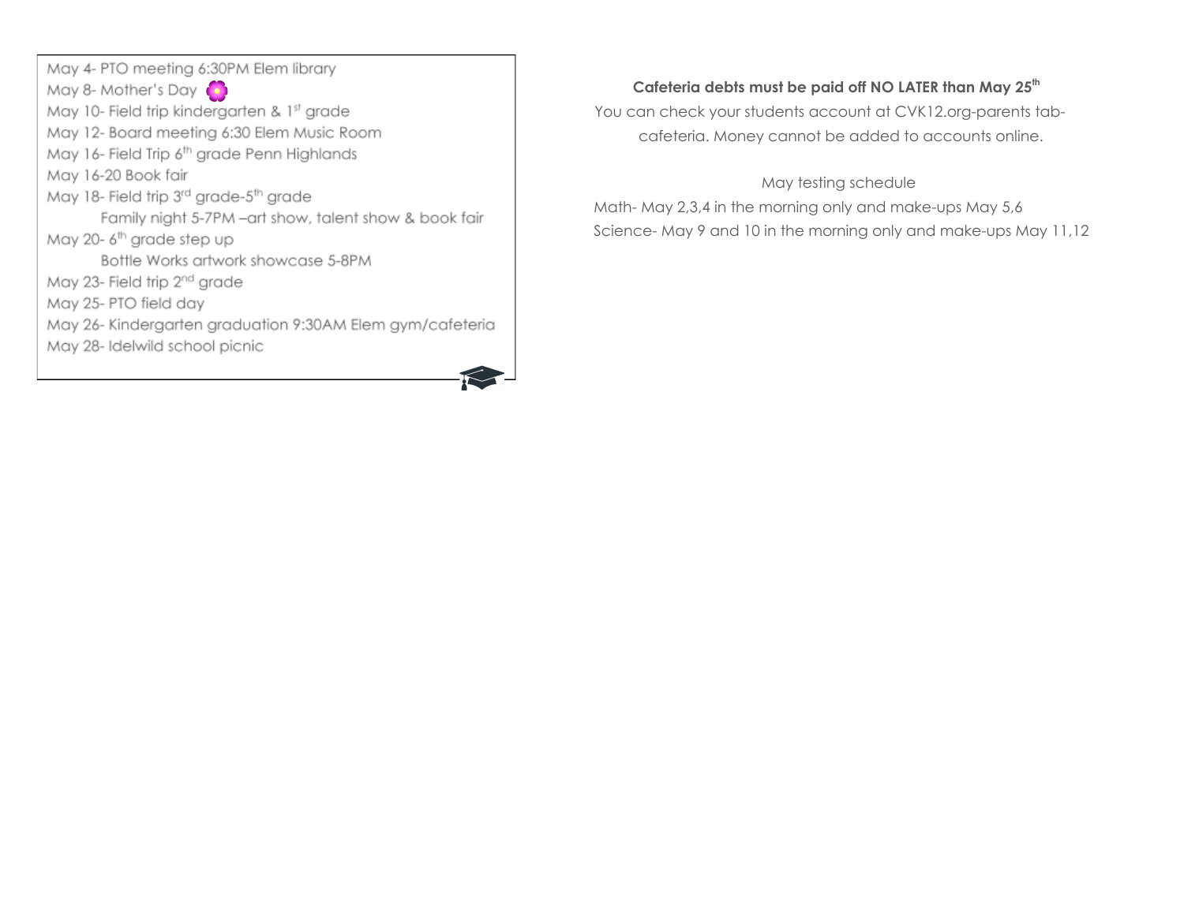May 4- PTO meeting 6:30PM Elem library
May 8- Mother's Day
May 10- Field trip kindergarten & 1st grade
May 12- Board meeting 6:30 Elem Music Room
May 16- Field Trip 6th grade Penn Highlands
May 16-20 Book fair
May 18- Field trip 3rd grade-5th grade
Family night 5-7PM –art show, talent show & book fair
May 20- 6th grade step up
Bottle Works artwork showcase 5-8PM
May 23- Field trip 2nd grade
May 25- PTO field day
May 26- Kindergarten graduation 9:30AM Elem gym/cafeteria
May 28- Idelwild school picnic

**Cafeteria debts must be paid off NO LATER than May 25th**

You can check your students account at CVK12.org-parents tab-cafeteria. Money cannot be added to accounts online.

May testing schedule

Math- May 2,3,4 in the morning only and make-ups May 5,6
Science- May 9 and 10 in the morning only and make-ups May 11,12